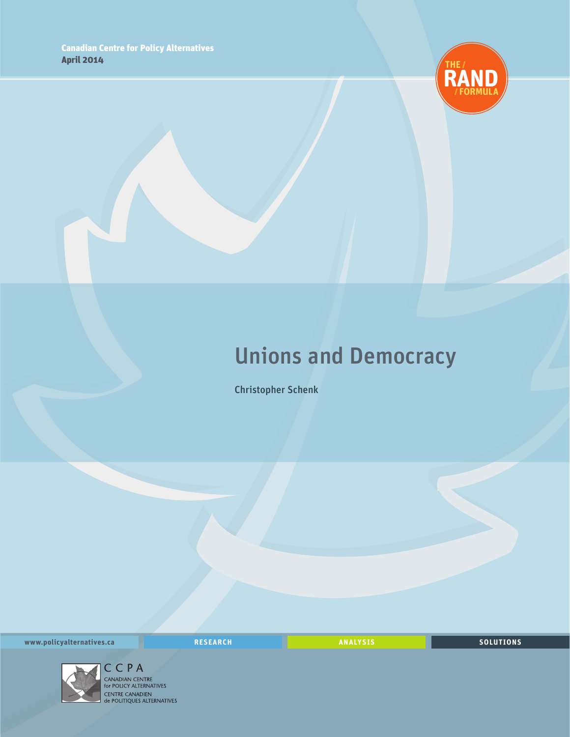Canadian Centre for Policy Alternatives
April 2014

THE / RAND / FORMULA

# Unions and Democracy

Christopher Schenk

www.policyalternatives.ca RESEARCH ANALYSIS SOLUTIONS

CCPA
CANADIAN CENTRE for POLICY ALTERNATIVES
CENTRE CANADIEN de POLITIQUES ALTERNATIVES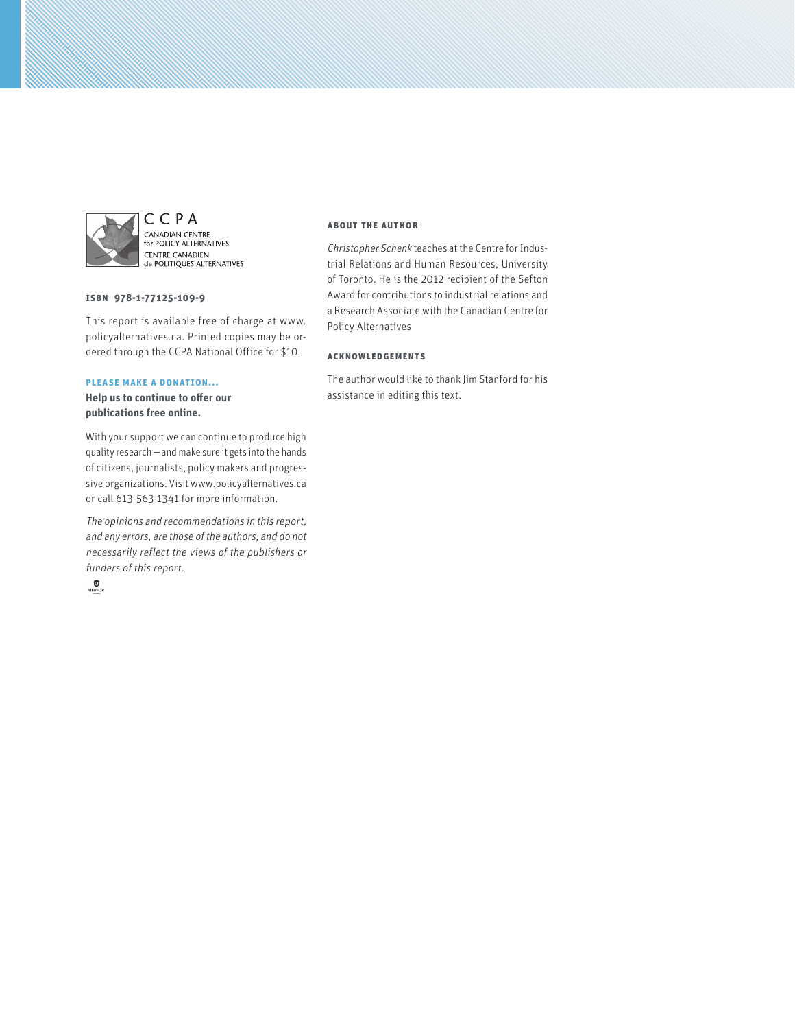CCPA
CANADIAN CENTRE
for POLICY ALTERNATIVES
CENTRE CANADIEN
de POLITIQUES ALTERNATIVES

**ISBN 978-1-77125-109-9**

This report is available free of charge at www.policyalternatives.ca. Printed copies may be ordered through the CCPA National Office for $10.

**PLEASE MAKE A DONATION...**

**Help us to continue to offer our publications free online.**

With your support we can continue to produce high quality research — and make sure it gets into the hands of citizens, journalists, policy makers and progressive organizations. Visit www.policyalternatives.ca or call 613-563-1341 for more information.

*The opinions and recommendations in this report, and any errors, are those of the authors, and do not necessarily reflect the views of the publishers or funders of this report.*

UNIFOR

**ABOUT THE AUTHOR**

*Christopher Schenk* teaches at the Centre for Industrial Relations and Human Resources, University of Toronto. He is the 2012 recipient of the Sefton Award for contributions to industrial relations and a Research Associate with the Canadian Centre for Policy Alternatives

**ACKNOWLEDGEMENTS**

The author would like to thank Jim Stanford for his assistance in editing this text.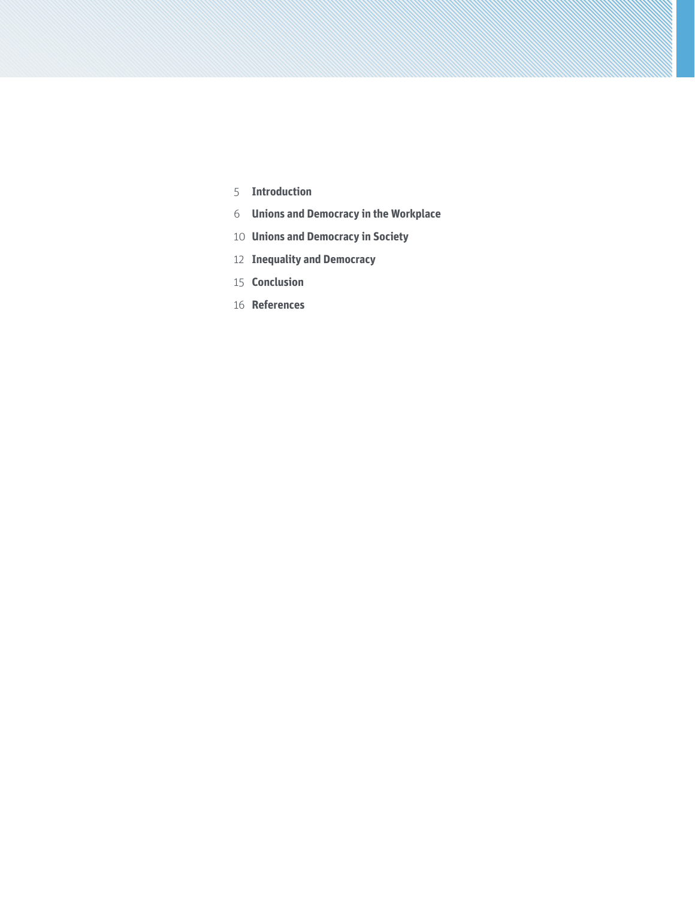5 **Introduction**

6 **Unions and Democracy in the Workplace**

10 **Unions and Democracy in Society**

12 **Inequality and Democracy**

15 **Conclusion**

16 **References**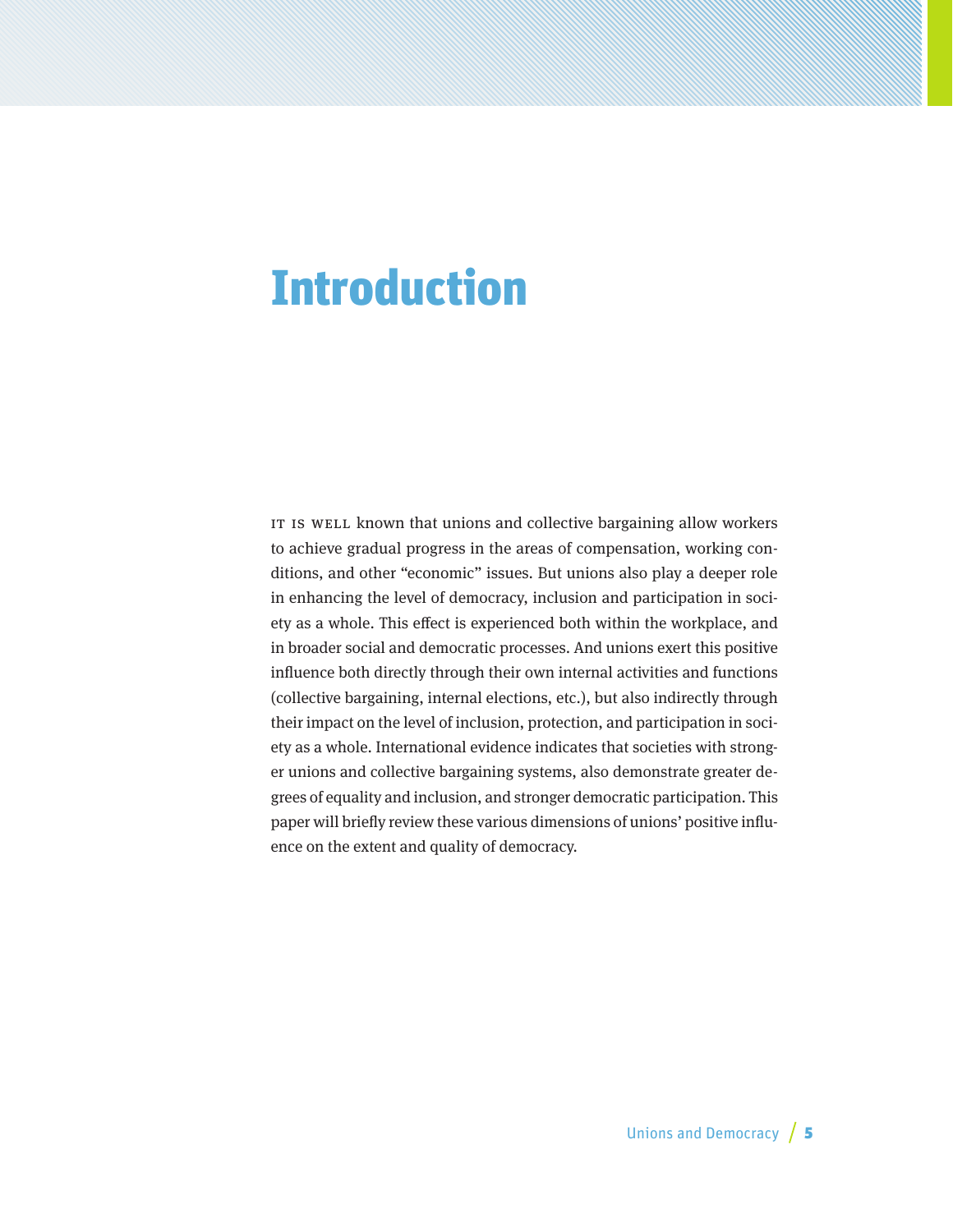# Introduction

IT IS WELL known that unions and collective bargaining allow workers to achieve gradual progress in the areas of compensation, working conditions, and other "economic" issues. But unions also play a deeper role in enhancing the level of democracy, inclusion and participation in society as a whole. This effect is experienced both within the workplace, and in broader social and democratic processes. And unions exert this positive influence both directly through their own internal activities and functions (collective bargaining, internal elections, etc.), but also indirectly through their impact on the level of inclusion, protection, and participation in society as a whole. International evidence indicates that societies with stronger unions and collective bargaining systems, also demonstrate greater degrees of equality and inclusion, and stronger democratic participation. This paper will briefly review these various dimensions of unions' positive influence on the extent and quality of democracy.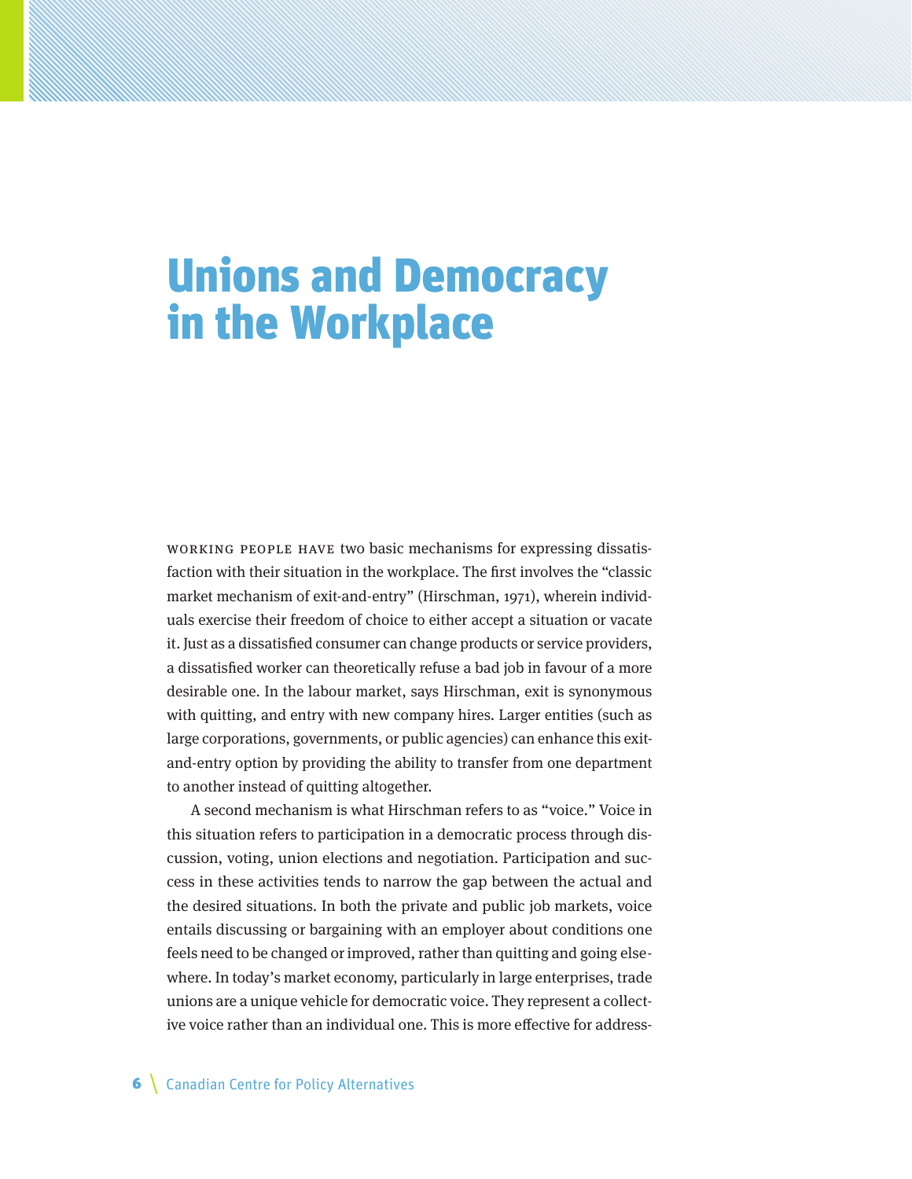# Unions and Democracy in the Workplace

WORKING PEOPLE HAVE two basic mechanisms for expressing dissatisfaction with their situation in the workplace. The first involves the "classic market mechanism of exit-and-entry" (Hirschman, 1971), wherein individuals exercise their freedom of choice to either accept a situation or vacate it. Just as a dissatisfied consumer can change products or service providers, a dissatisfied worker can theoretically refuse a bad job in favour of a more desirable one. In the labour market, says Hirschman, exit is synonymous with quitting, and entry with new company hires. Larger entities (such as large corporations, governments, or public agencies) can enhance this exit-and-entry option by providing the ability to transfer from one department to another instead of quitting altogether.

A second mechanism is what Hirschman refers to as "voice." Voice in this situation refers to participation in a democratic process through discussion, voting, union elections and negotiation. Participation and success in these activities tends to narrow the gap between the actual and the desired situations. In both the private and public job markets, voice entails discussing or bargaining with an employer about conditions one feels need to be changed or improved, rather than quitting and going elsewhere. In today's market economy, particularly in large enterprises, trade unions are a unique vehicle for democratic voice. They represent a collective voice rather than an individual one. This is more effective for address-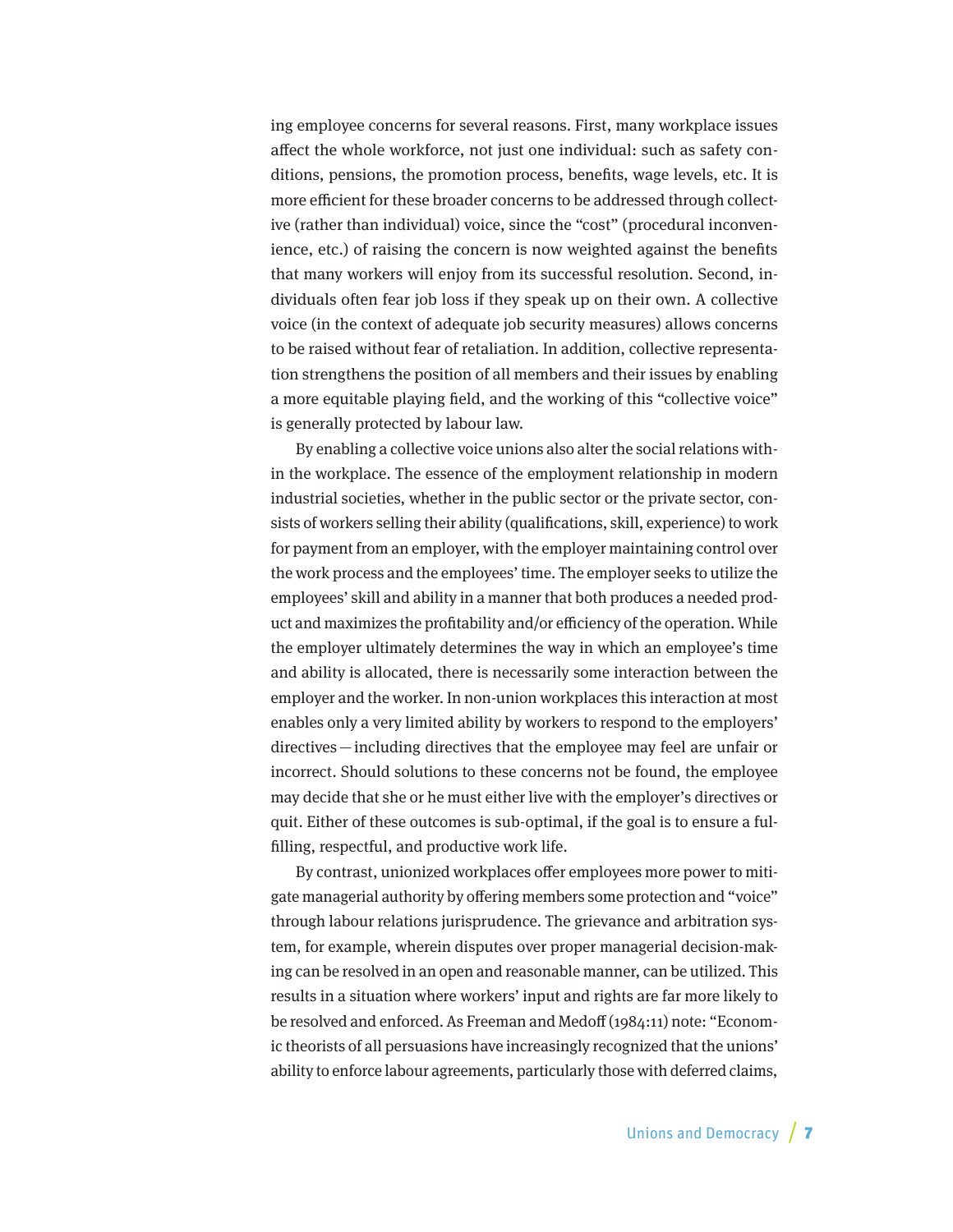ing employee concerns for several reasons. First, many workplace issues affect the whole workforce, not just one individual: such as safety conditions, pensions, the promotion process, benefits, wage levels, etc. It is more efficient for these broader concerns to be addressed through collective (rather than individual) voice, since the "cost" (procedural inconvenience, etc.) of raising the concern is now weighted against the benefits that many workers will enjoy from its successful resolution. Second, individuals often fear job loss if they speak up on their own. A collective voice (in the context of adequate job security measures) allows concerns to be raised without fear of retaliation. In addition, collective representation strengthens the position of all members and their issues by enabling a more equitable playing field, and the working of this "collective voice" is generally protected by labour law.

By enabling a collective voice unions also alter the social relations within the workplace. The essence of the employment relationship in modern industrial societies, whether in the public sector or the private sector, consists of workers selling their ability (qualifications, skill, experience) to work for payment from an employer, with the employer maintaining control over the work process and the employees' time. The employer seeks to utilize the employees' skill and ability in a manner that both produces a needed product and maximizes the profitability and/or efficiency of the operation. While the employer ultimately determines the way in which an employee's time and ability is allocated, there is necessarily some interaction between the employer and the worker. In non-union workplaces this interaction at most enables only a very limited ability by workers to respond to the employers' directives — including directives that the employee may feel are unfair or incorrect. Should solutions to these concerns not be found, the employee may decide that she or he must either live with the employer's directives or quit. Either of these outcomes is sub-optimal, if the goal is to ensure a fulfilling, respectful, and productive work life.

By contrast, unionized workplaces offer employees more power to mitigate managerial authority by offering members some protection and "voice" through labour relations jurisprudence. The grievance and arbitration system, for example, wherein disputes over proper managerial decision-making can be resolved in an open and reasonable manner, can be utilized. This results in a situation where workers' input and rights are far more likely to be resolved and enforced. As Freeman and Medoff (1984:11) note: "Economic theorists of all persuasions have increasingly recognized that the unions' ability to enforce labour agreements, particularly those with deferred claims,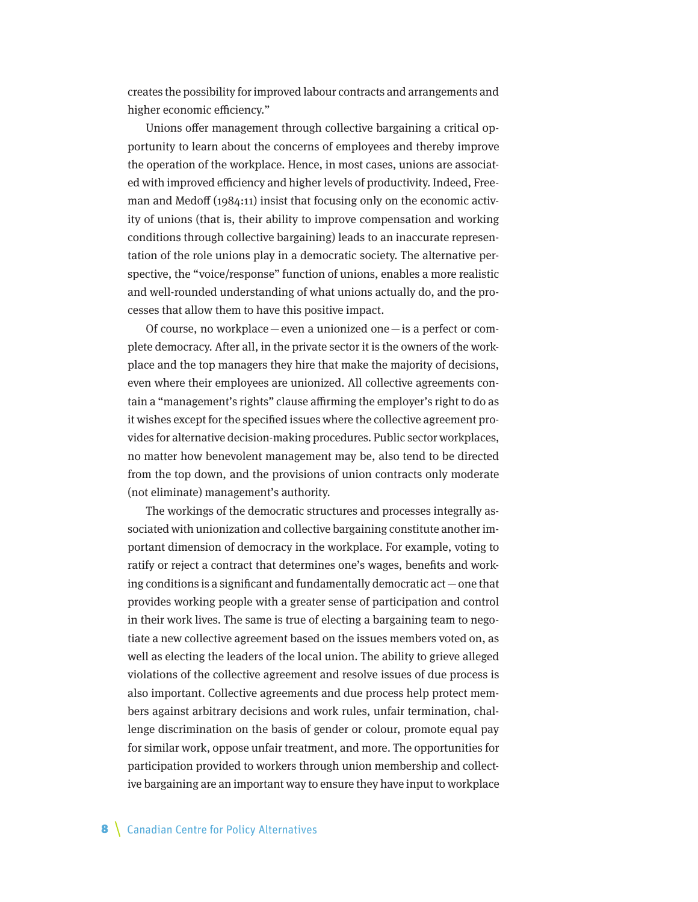creates the possibility for improved labour contracts and arrangements and higher economic efficiency."

Unions offer management through collective bargaining a critical opportunity to learn about the concerns of employees and thereby improve the operation of the workplace. Hence, in most cases, unions are associated with improved efficiency and higher levels of productivity. Indeed, Freeman and Medoff (1984:11) insist that focusing only on the economic activity of unions (that is, their ability to improve compensation and working conditions through collective bargaining) leads to an inaccurate representation of the role unions play in a democratic society. The alternative perspective, the "voice/response" function of unions, enables a more realistic and well-rounded understanding of what unions actually do, and the processes that allow them to have this positive impact.

Of course, no workplace — even a unionized one — is a perfect or complete democracy. After all, in the private sector it is the owners of the workplace and the top managers they hire that make the majority of decisions, even where their employees are unionized. All collective agreements contain a "management's rights" clause affirming the employer's right to do as it wishes except for the specified issues where the collective agreement provides for alternative decision-making procedures. Public sector workplaces, no matter how benevolent management may be, also tend to be directed from the top down, and the provisions of union contracts only moderate (not eliminate) management's authority.

The workings of the democratic structures and processes integrally associated with unionization and collective bargaining constitute another important dimension of democracy in the workplace. For example, voting to ratify or reject a contract that determines one's wages, benefits and working conditions is a significant and fundamentally democratic act — one that provides working people with a greater sense of participation and control in their work lives. The same is true of electing a bargaining team to negotiate a new collective agreement based on the issues members voted on, as well as electing the leaders of the local union. The ability to grieve alleged violations of the collective agreement and resolve issues of due process is also important. Collective agreements and due process help protect members against arbitrary decisions and work rules, unfair termination, challenge discrimination on the basis of gender or colour, promote equal pay for similar work, oppose unfair treatment, and more. The opportunities for participation provided to workers through union membership and collective bargaining are an important way to ensure they have input to workplace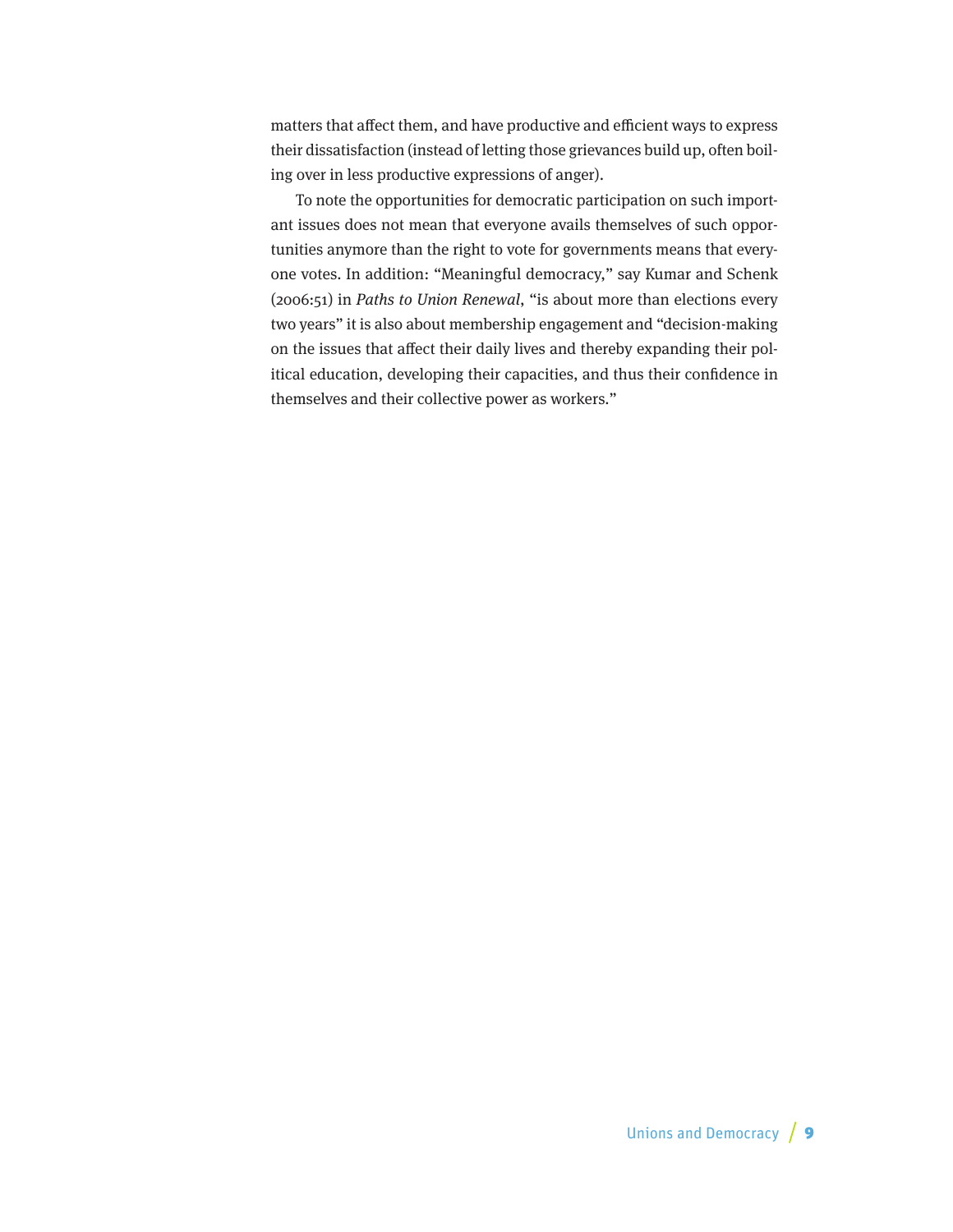matters that affect them, and have productive and efficient ways to express their dissatisfaction (instead of letting those grievances build up, often boiling over in less productive expressions of anger).

To note the opportunities for democratic participation on such important issues does not mean that everyone avails themselves of such opportunities anymore than the right to vote for governments means that everyone votes. In addition: "Meaningful democracy," say Kumar and Schenk (2006:51) in *Paths to Union Renewal*, "is about more than elections every two years" it is also about membership engagement and "decision-making on the issues that affect their daily lives and thereby expanding their political education, developing their capacities, and thus their confidence in themselves and their collective power as workers."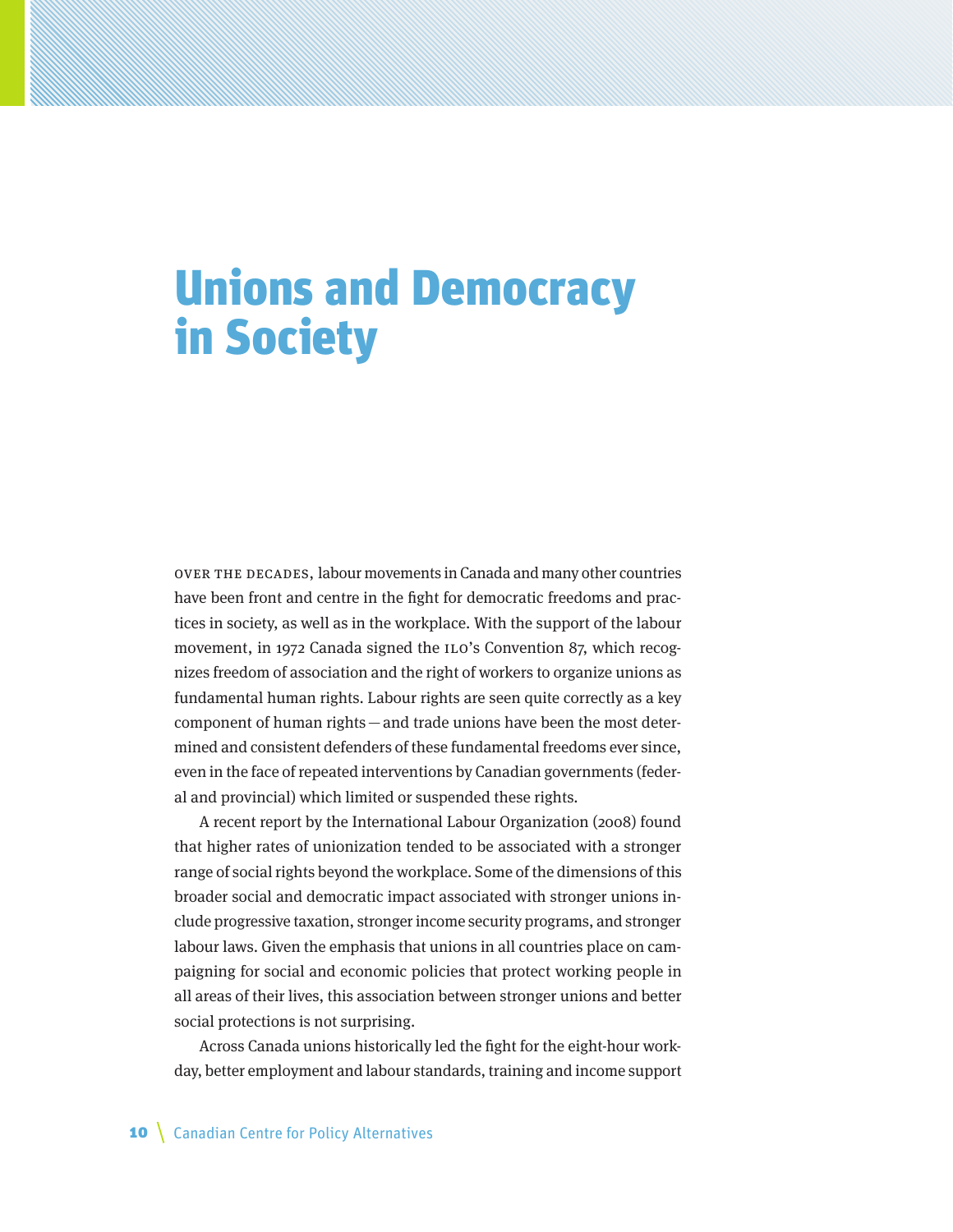# Unions and Democracy in Society

OVER THE DECADES, labour movements in Canada and many other countries have been front and centre in the fight for democratic freedoms and practices in society, as well as in the workplace. With the support of the labour movement, in 1972 Canada signed the ILO's Convention 87, which recognizes freedom of association and the right of workers to organize unions as fundamental human rights. Labour rights are seen quite correctly as a key component of human rights — and trade unions have been the most determined and consistent defenders of these fundamental freedoms ever since, even in the face of repeated interventions by Canadian governments (federal and provincial) which limited or suspended these rights.

A recent report by the International Labour Organization (2008) found that higher rates of unionization tended to be associated with a stronger range of social rights beyond the workplace. Some of the dimensions of this broader social and democratic impact associated with stronger unions include progressive taxation, stronger income security programs, and stronger labour laws. Given the emphasis that unions in all countries place on campaigning for social and economic policies that protect working people in all areas of their lives, this association between stronger unions and better social protections is not surprising.

Across Canada unions historically led the fight for the eight-hour workday, better employment and labour standards, training and income support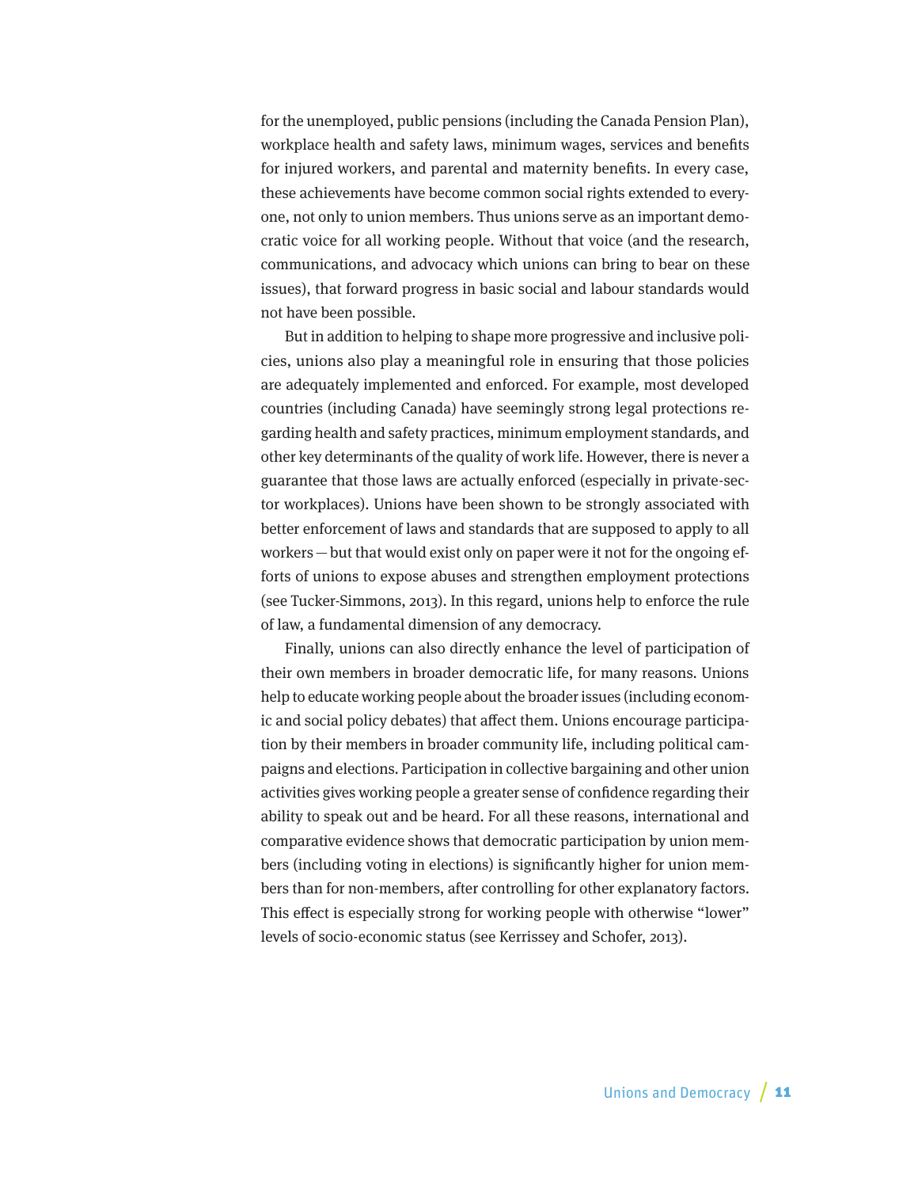for the unemployed, public pensions (including the Canada Pension Plan), workplace health and safety laws, minimum wages, services and benefits for injured workers, and parental and maternity benefits. In every case, these achievements have become common social rights extended to everyone, not only to union members. Thus unions serve as an important democratic voice for all working people. Without that voice (and the research, communications, and advocacy which unions can bring to bear on these issues), that forward progress in basic social and labour standards would not have been possible.

But in addition to helping to shape more progressive and inclusive policies, unions also play a meaningful role in ensuring that those policies are adequately implemented and enforced. For example, most developed countries (including Canada) have seemingly strong legal protections regarding health and safety practices, minimum employment standards, and other key determinants of the quality of work life. However, there is never a guarantee that those laws are actually enforced (especially in private-sector workplaces). Unions have been shown to be strongly associated with better enforcement of laws and standards that are supposed to apply to all workers — but that would exist only on paper were it not for the ongoing efforts of unions to expose abuses and strengthen employment protections (see Tucker-Simmons, 2013). In this regard, unions help to enforce the rule of law, a fundamental dimension of any democracy.

Finally, unions can also directly enhance the level of participation of their own members in broader democratic life, for many reasons. Unions help to educate working people about the broader issues (including economic and social policy debates) that affect them. Unions encourage participation by their members in broader community life, including political campaigns and elections. Participation in collective bargaining and other union activities gives working people a greater sense of confidence regarding their ability to speak out and be heard. For all these reasons, international and comparative evidence shows that democratic participation by union members (including voting in elections) is significantly higher for union members than for non-members, after controlling for other explanatory factors. This effect is especially strong for working people with otherwise "lower" levels of socio-economic status (see Kerrissey and Schofer, 2013).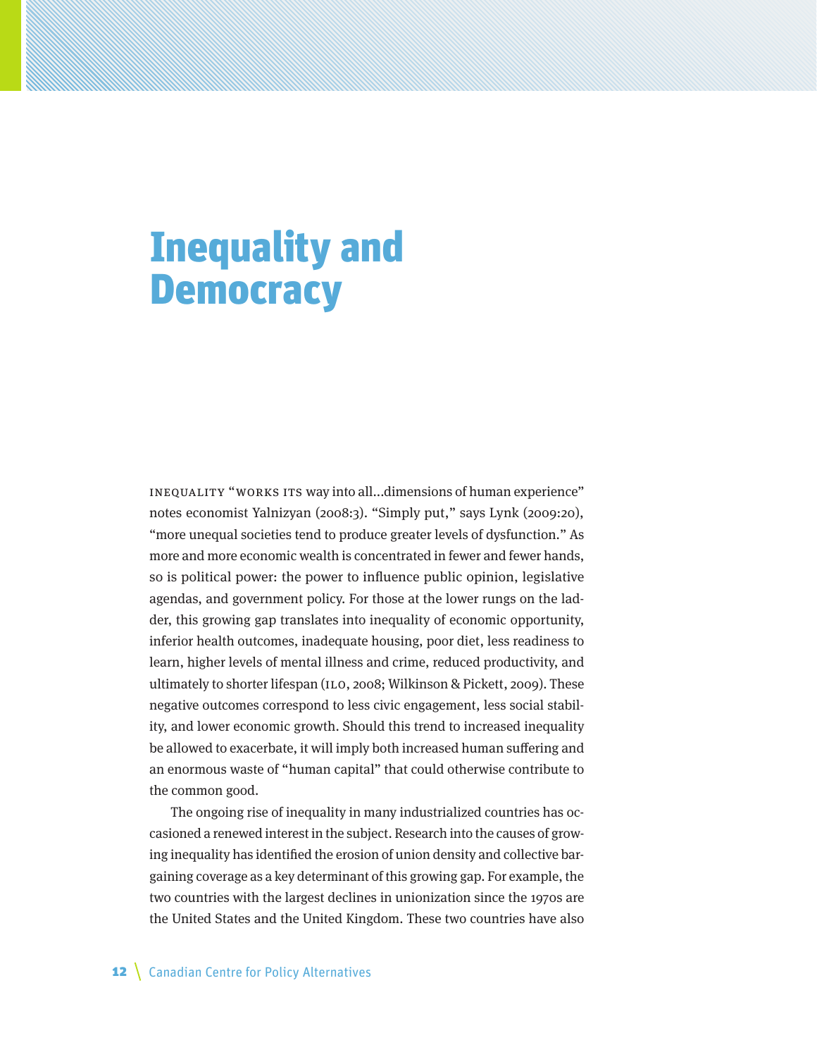# Inequality and Democracy

Inequality "works its way into all...dimensions of human experience" notes economist Yalnizyan (2008:3). "Simply put," says Lynk (2009:20), "more unequal societies tend to produce greater levels of dysfunction." As more and more economic wealth is concentrated in fewer and fewer hands, so is political power: the power to influence public opinion, legislative agendas, and government policy. For those at the lower rungs on the ladder, this growing gap translates into inequality of economic opportunity, inferior health outcomes, inadequate housing, poor diet, less readiness to learn, higher levels of mental illness and crime, reduced productivity, and ultimately to shorter lifespan (ILO, 2008; Wilkinson & Pickett, 2009). These negative outcomes correspond to less civic engagement, less social stability, and lower economic growth. Should this trend to increased inequality be allowed to exacerbate, it will imply both increased human suffering and an enormous waste of "human capital" that could otherwise contribute to the common good.

The ongoing rise of inequality in many industrialized countries has occasioned a renewed interest in the subject. Research into the causes of growing inequality has identified the erosion of union density and collective bargaining coverage as a key determinant of this growing gap. For example, the two countries with the largest declines in unionization since the 1970s are the United States and the United Kingdom. These two countries have also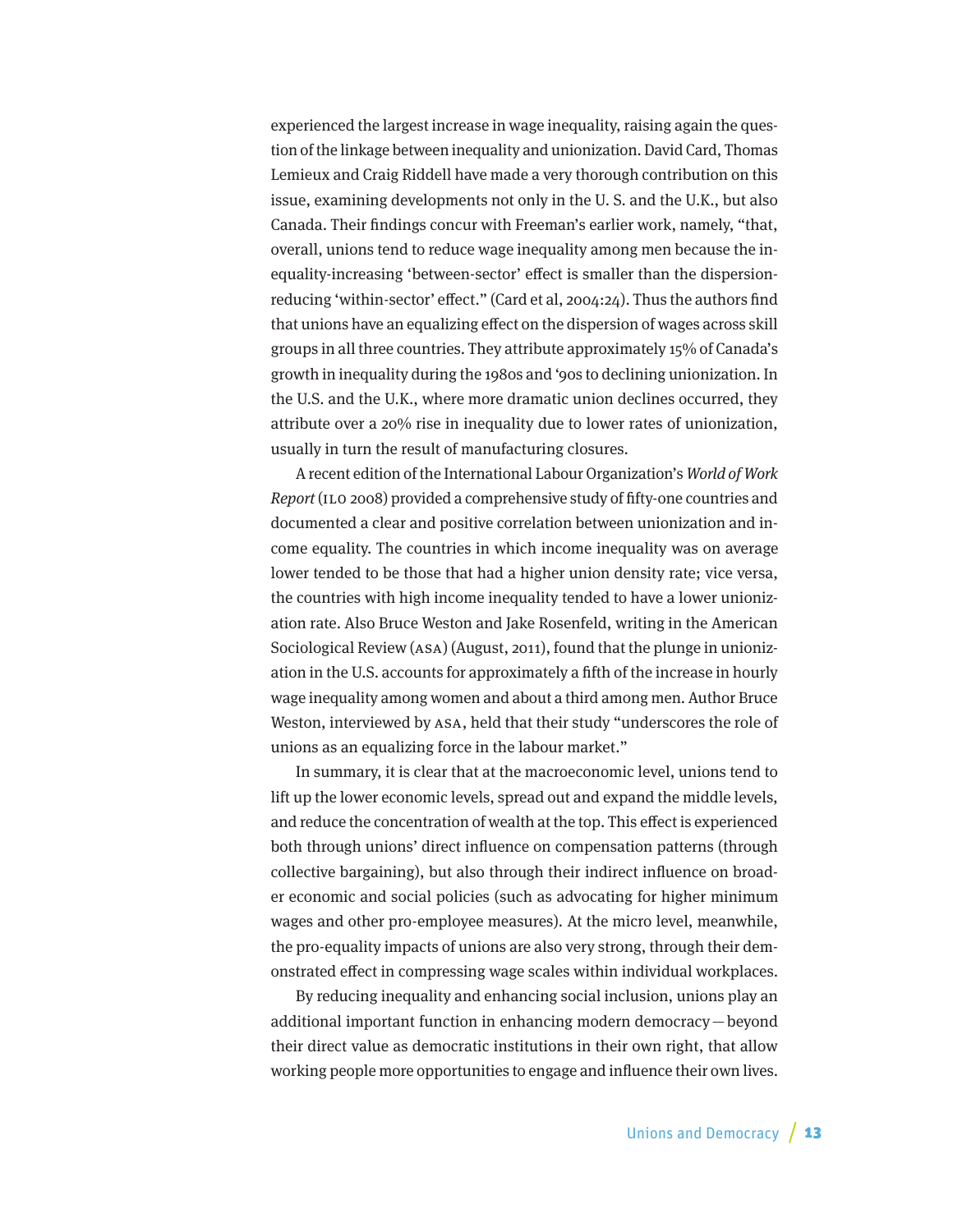experienced the largest increase in wage inequality, raising again the question of the linkage between inequality and unionization. David Card, Thomas Lemieux and Craig Riddell have made a very thorough contribution on this issue, examining developments not only in the U. S. and the U.K., but also Canada. Their findings concur with Freeman's earlier work, namely, "that, overall, unions tend to reduce wage inequality among men because the inequality-increasing 'between-sector' effect is smaller than the dispersion-reducing 'within-sector' effect." (Card et al, 2004:24). Thus the authors find that unions have an equalizing effect on the dispersion of wages across skill groups in all three countries. They attribute approximately 15% of Canada's growth in inequality during the 1980s and '90s to declining unionization. In the U.S. and the U.K., where more dramatic union declines occurred, they attribute over a 20% rise in inequality due to lower rates of unionization, usually in turn the result of manufacturing closures.

A recent edition of the International Labour Organization's *World of Work Report* (ILO 2008) provided a comprehensive study of fifty-one countries and documented a clear and positive correlation between unionization and income equality. The countries in which income inequality was on average lower tended to be those that had a higher union density rate; vice versa, the countries with high income inequality tended to have a lower unionization rate. Also Bruce Weston and Jake Rosenfeld, writing in the American Sociological Review (ASA) (August, 2011), found that the plunge in unionization in the U.S. accounts for approximately a fifth of the increase in hourly wage inequality among women and about a third among men. Author Bruce Weston, interviewed by ASA, held that their study "underscores the role of unions as an equalizing force in the labour market."

In summary, it is clear that at the macroeconomic level, unions tend to lift up the lower economic levels, spread out and expand the middle levels, and reduce the concentration of wealth at the top. This effect is experienced both through unions' direct influence on compensation patterns (through collective bargaining), but also through their indirect influence on broader economic and social policies (such as advocating for higher minimum wages and other pro-employee measures). At the micro level, meanwhile, the pro-equality impacts of unions are also very strong, through their demonstrated effect in compressing wage scales within individual workplaces.

By reducing inequality and enhancing social inclusion, unions play an additional important function in enhancing modern democracy — beyond their direct value as democratic institutions in their own right, that allow working people more opportunities to engage and influence their own lives.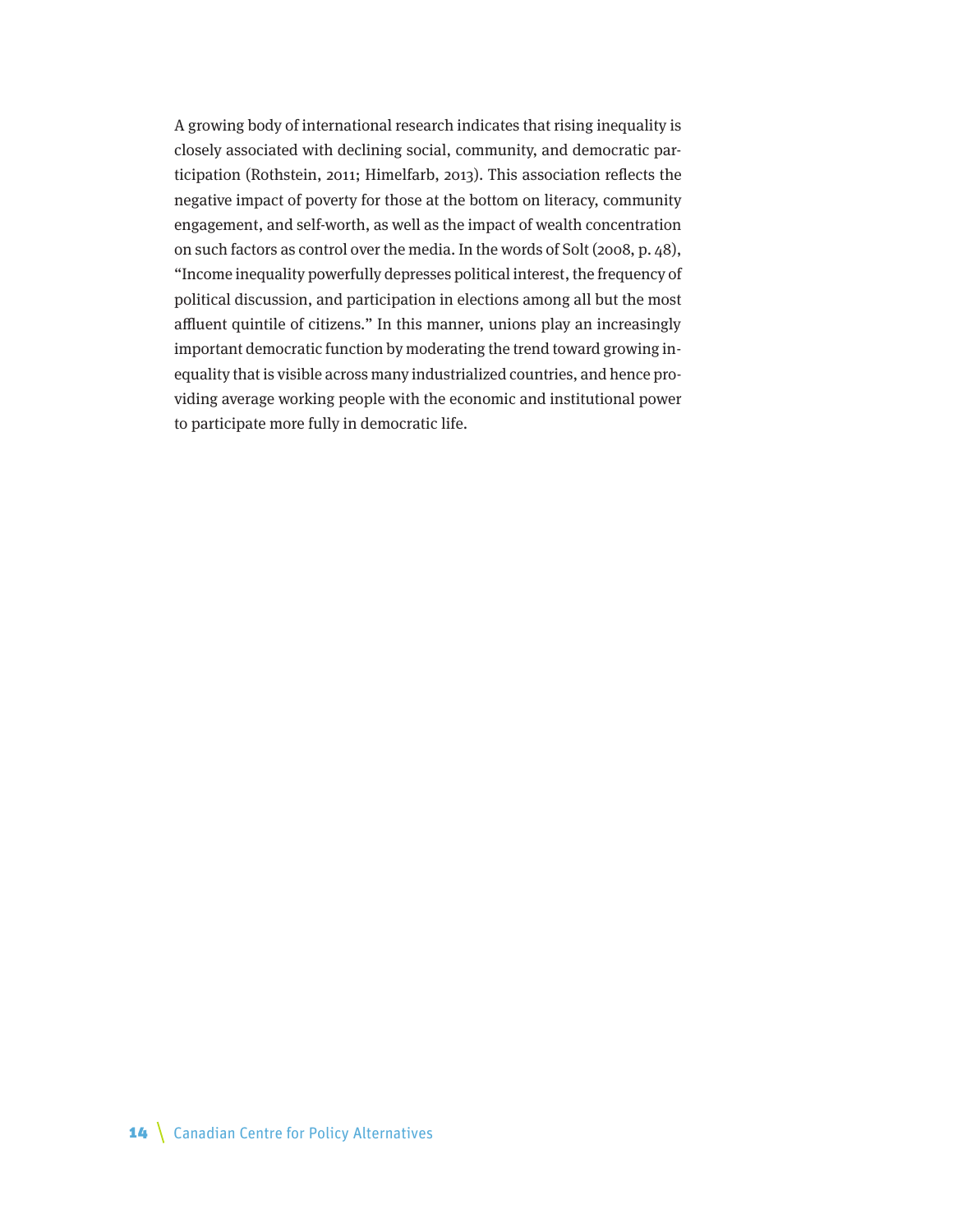A growing body of international research indicates that rising inequality is closely associated with declining social, community, and democratic participation (Rothstein, 2011; Himelfarb, 2013). This association reflects the negative impact of poverty for those at the bottom on literacy, community engagement, and self-worth, as well as the impact of wealth concentration on such factors as control over the media. In the words of Solt (2008, p. 48), "Income inequality powerfully depresses political interest, the frequency of political discussion, and participation in elections among all but the most affluent quintile of citizens." In this manner, unions play an increasingly important democratic function by moderating the trend toward growing inequality that is visible across many industrialized countries, and hence providing average working people with the economic and institutional power to participate more fully in democratic life.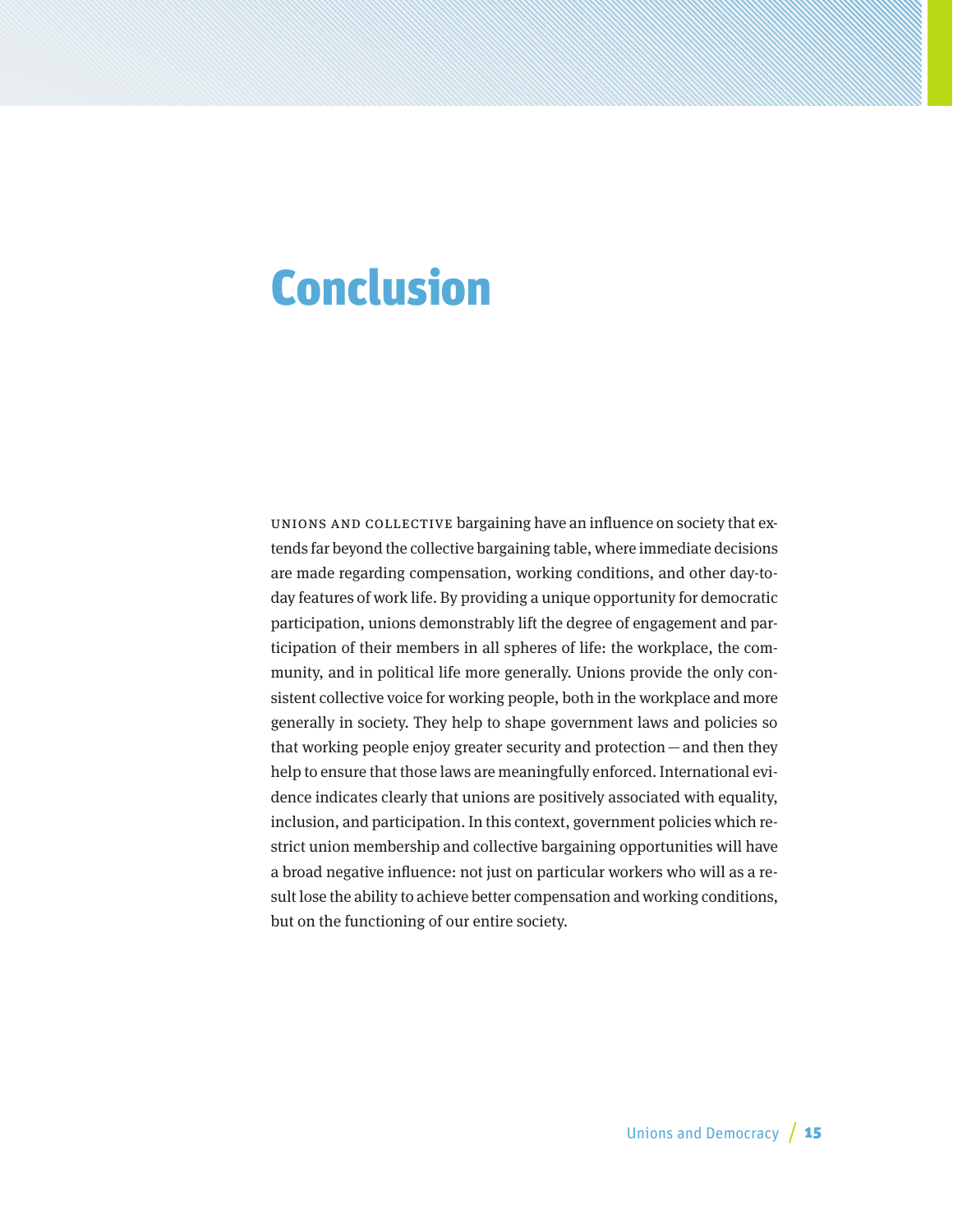# Conclusion

UNIONS AND COLLECTIVE bargaining have an influence on society that extends far beyond the collective bargaining table, where immediate decisions are made regarding compensation, working conditions, and other day-to-day features of work life. By providing a unique opportunity for democratic participation, unions demonstrably lift the degree of engagement and participation of their members in all spheres of life: the workplace, the community, and in political life more generally. Unions provide the only consistent collective voice for working people, both in the workplace and more generally in society. They help to shape government laws and policies so that working people enjoy greater security and protection — and then they help to ensure that those laws are meaningfully enforced. International evidence indicates clearly that unions are positively associated with equality, inclusion, and participation. In this context, government policies which restrict union membership and collective bargaining opportunities will have a broad negative influence: not just on particular workers who will as a result lose the ability to achieve better compensation and working conditions, but on the functioning of our entire society.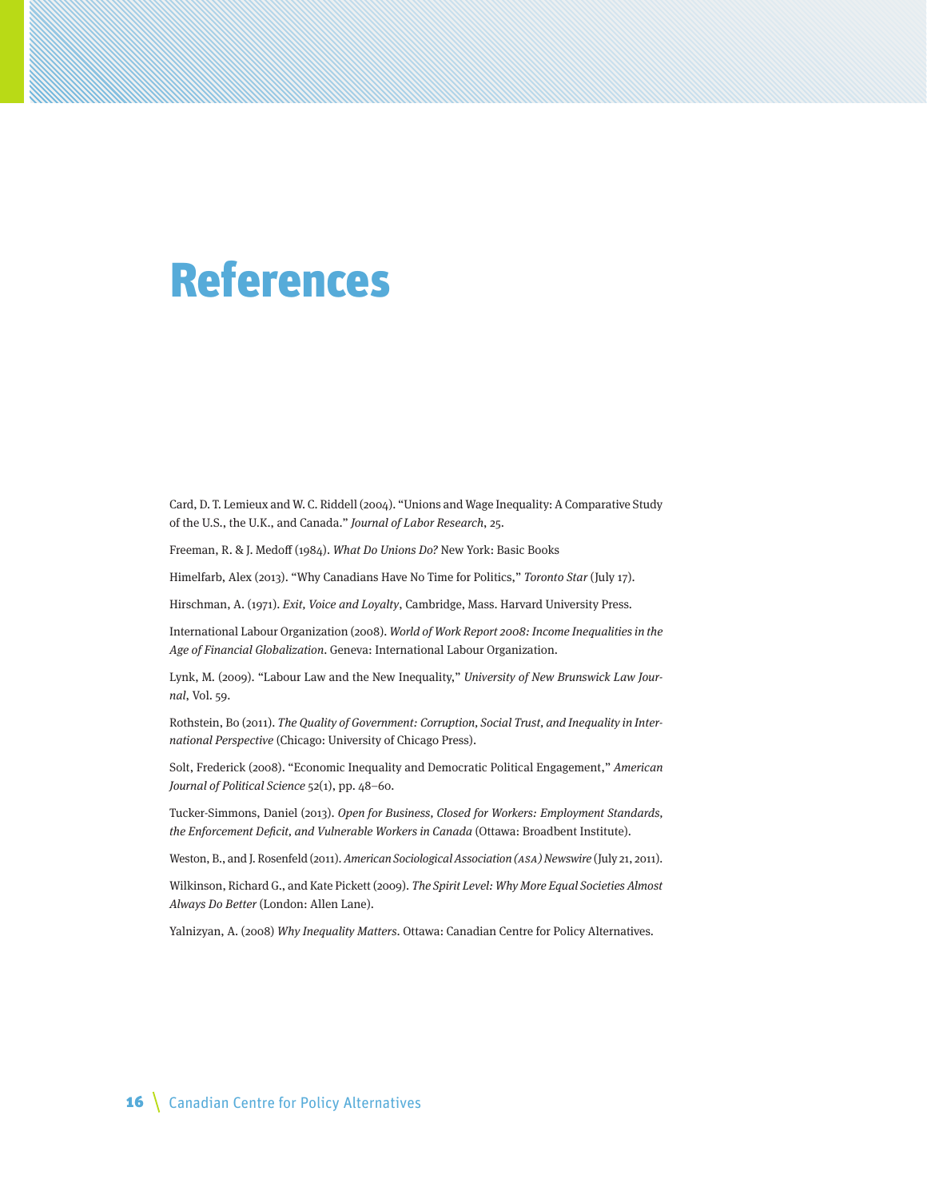# References

Card, D. T. Lemieux and W. C. Riddell (2004). "Unions and Wage Inequality: A Comparative Study of the U.S., the U.K., and Canada." *Journal of Labor Research*, 25.

Freeman, R. & J. Medoff (1984). *What Do Unions Do?* New York: Basic Books

Himelfarb, Alex (2013). "Why Canadians Have No Time for Politics," *Toronto Star* (July 17).

Hirschman, A. (1971). *Exit, Voice and Loyalty*, Cambridge, Mass. Harvard University Press.

International Labour Organization (2008). *World of Work Report 2008: Income Inequalities in the Age of Financial Globalization*. Geneva: International Labour Organization.

Lynk, M. (2009). "Labour Law and the New Inequality," *University of New Brunswick Law Journal*, Vol. 59.

Rothstein, Bo (2011). *The Quality of Government: Corruption, Social Trust, and Inequality in International Perspective* (Chicago: University of Chicago Press).

Solt, Frederick (2008). "Economic Inequality and Democratic Political Engagement," *American Journal of Political Science* 52(1), pp. 48–60.

Tucker-Simmons, Daniel (2013). *Open for Business, Closed for Workers: Employment Standards, the Enforcement Deficit, and Vulnerable Workers in Canada* (Ottawa: Broadbent Institute).

Weston, B., and J. Rosenfeld (2011). *American Sociological Association (ASA) Newswire* (July 21, 2011).

Wilkinson, Richard G., and Kate Pickett (2009). *The Spirit Level: Why More Equal Societies Almost Always Do Better* (London: Allen Lane).

Yalnizyan, A. (2008) *Why Inequality Matters*. Ottawa: Canadian Centre for Policy Alternatives.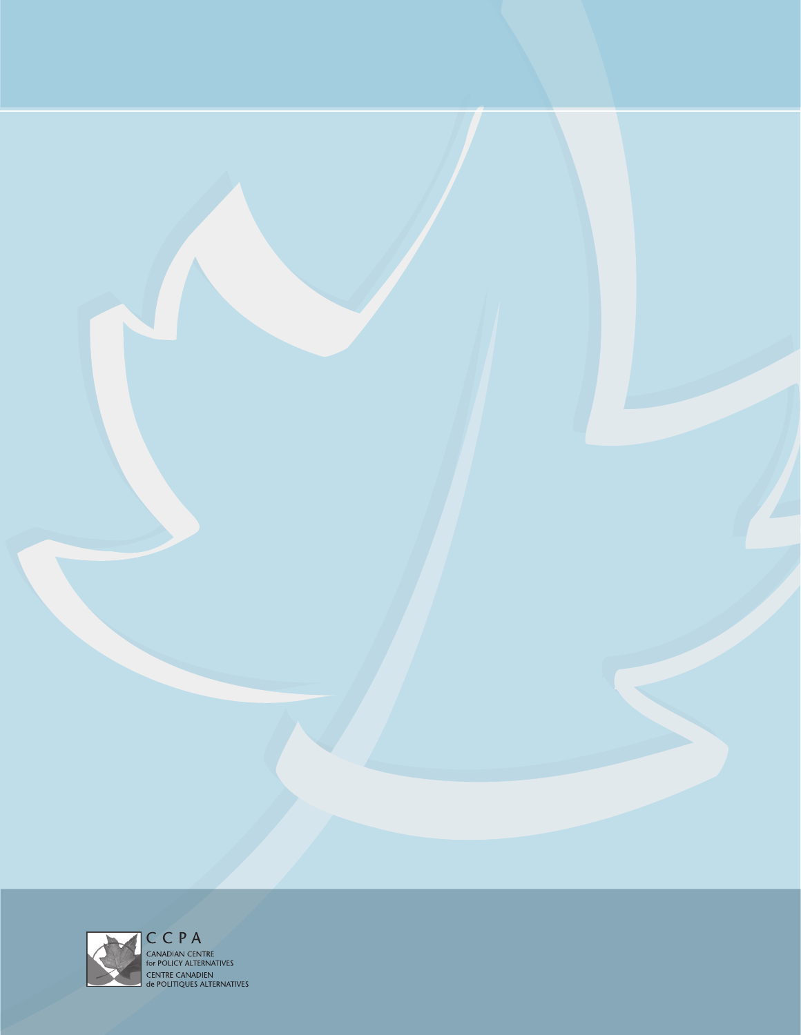CCPA

CANADIAN CENTRE for POLICY ALTERNATIVES

CENTRE CANADIEN de POLITIQUES ALTERNATIVES